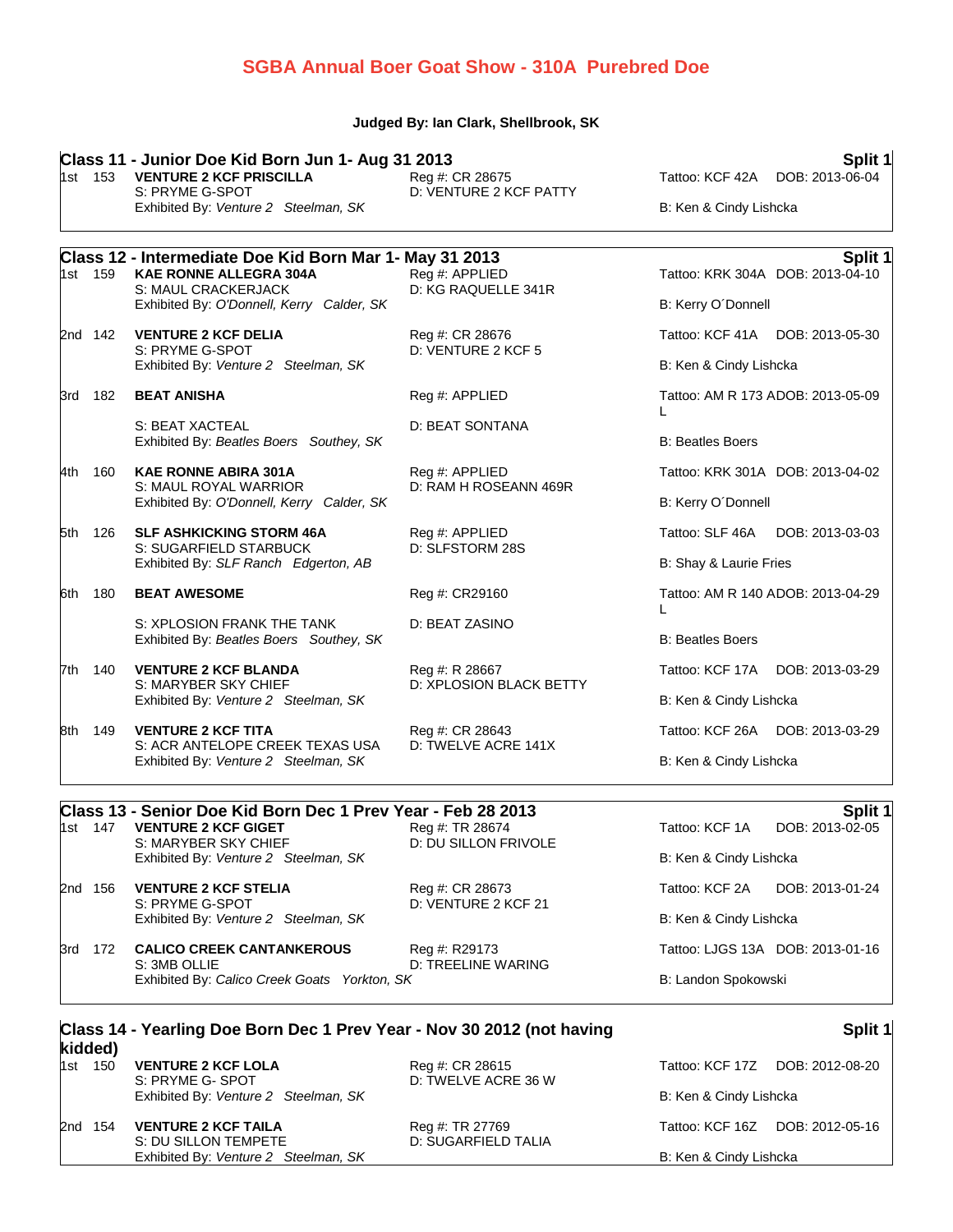# SGBA Annual Boer Goat Show - 310A Purebred Doe

**Judged By: Ian Clark, Shellbrook, SK**

## Class 11 - Junior Doe Kid Born Jun 1- Aug 31 2013 — Split 1

1st 153 **VENTURE 2 KCF PRISCILLA** — Reg #: CR 28675 — Tattoo: KCF 42A — DOB: 2013-06-04
S: PRYME G-SPOT — D: VENTURE 2 KCF PATTY
Exhibited By: *Venture 2 Steelman, SK* — B: Ken & Cindy Lishcka

## Class 12 - Intermediate Doe Kid Born Mar 1- May 31 2013 — Split 1

1st 159 **KAE RONNE ALLEGRA 304A** — Reg #: APPLIED — Tattoo: KRK 304A — DOB: 2013-04-10
S: MAUL CRACKERJACK — D: KG RAQUELLE 341R
Exhibited By: *O'Donnell, Kerry Calder, SK* — B: Kerry O´Donnell

2nd 142 **VENTURE 2 KCF DELIA** — Reg #: CR 28676 — Tattoo: KCF 41A — DOB: 2013-05-30
S: PRYME G-SPOT — D: VENTURE 2 KCF 5
Exhibited By: *Venture 2 Steelman, SK* — B: Ken & Cindy Lishcka

3rd 182 **BEAT ANISHA** — Reg #: APPLIED — Tattoo: AM R 173 AL — DOB: 2013-05-09
S: BEAT XACTEAL — D: BEAT SONTANA
Exhibited By: *Beatles Boers Southey, SK* — B: Beatles Boers

4th 160 **KAE RONNE ABIRA 301A** — Reg #: APPLIED — Tattoo: KRK 301A — DOB: 2013-04-02
S: MAUL ROYAL WARRIOR — D: RAM H ROSEANN 469R
Exhibited By: *O'Donnell, Kerry Calder, SK* — B: Kerry O´Donnell

5th 126 **SLF ASHKICKING STORM 46A** — Reg #: APPLIED — Tattoo: SLF 46A — DOB: 2013-03-03
S: SUGARFIELD STARBUCK — D: SLFSTORM 28S
Exhibited By: *SLF Ranch Edgerton, AB* — B: Shay & Laurie Fries

6th 180 **BEAT AWESOME** — Reg #: CR29160 — Tattoo: AM R 140 AL — DOB: 2013-04-29
S: XPLOSION FRANK THE TANK — D: BEAT ZASINO
Exhibited By: *Beatles Boers Southey, SK* — B: Beatles Boers

7th 140 **VENTURE 2 KCF BLANDA** — Reg #: R 28667 — Tattoo: KCF 17A — DOB: 2013-03-29
S: MARYBER SKY CHIEF — D: XPLOSION BLACK BETTY
Exhibited By: *Venture 2 Steelman, SK* — B: Ken & Cindy Lishcka

8th 149 **VENTURE 2 KCF TITA** — Reg #: CR 28643 — Tattoo: KCF 26A — DOB: 2013-03-29
S: ACR ANTELOPE CREEK TEXAS USA — D: TWELVE ACRE 141X
Exhibited By: *Venture 2 Steelman, SK* — B: Ken & Cindy Lishcka

## Class 13 - Senior Doe Kid Born Dec 1 Prev Year - Feb 28 2013 — Split 1

1st 147 **VENTURE 2 KCF GIGET** — Reg #: TR 28674 — Tattoo: KCF 1A — DOB: 2013-02-05
S: MARYBER SKY CHIEF — D: DU SILLON FRIVOLE
Exhibited By: *Venture 2 Steelman, SK* — B: Ken & Cindy Lishcka

2nd 156 **VENTURE 2 KCF STELIA** — Reg #: CR 28673 — Tattoo: KCF 2A — DOB: 2013-01-24
S: PRYME G-SPOT — D: VENTURE 2 KCF 21
Exhibited By: *Venture 2 Steelman, SK* — B: Ken & Cindy Lishcka

3rd 172 **CALICO CREEK CANTANKEROUS** — Reg #: R29173 — Tattoo: LJGS 13A — DOB: 2013-01-16
S: 3MB OLLIE — D: TREELINE WARING
Exhibited By: *Calico Creek Goats Yorkton, SK* — B: Landon Spokowski

## Class 14 - Yearling Doe Born Dec 1 Prev Year - Nov 30 2012 (not having kidded) — Split 1

1st 150 **VENTURE 2 KCF LOLA** — Reg #: CR 28615 — Tattoo: KCF 17Z — DOB: 2012-08-20
S: PRYME G- SPOT — D: TWELVE ACRE 36 W
Exhibited By: *Venture 2 Steelman, SK* — B: Ken & Cindy Lishcka

2nd 154 **VENTURE 2 KCF TAILA** — Reg #: TR 27769 — Tattoo: KCF 16Z — DOB: 2012-05-16
S: DU SILLON TEMPETE — D: SUGARFIELD TALIA
Exhibited By: *Venture 2 Steelman, SK* — B: Ken & Cindy Lishcka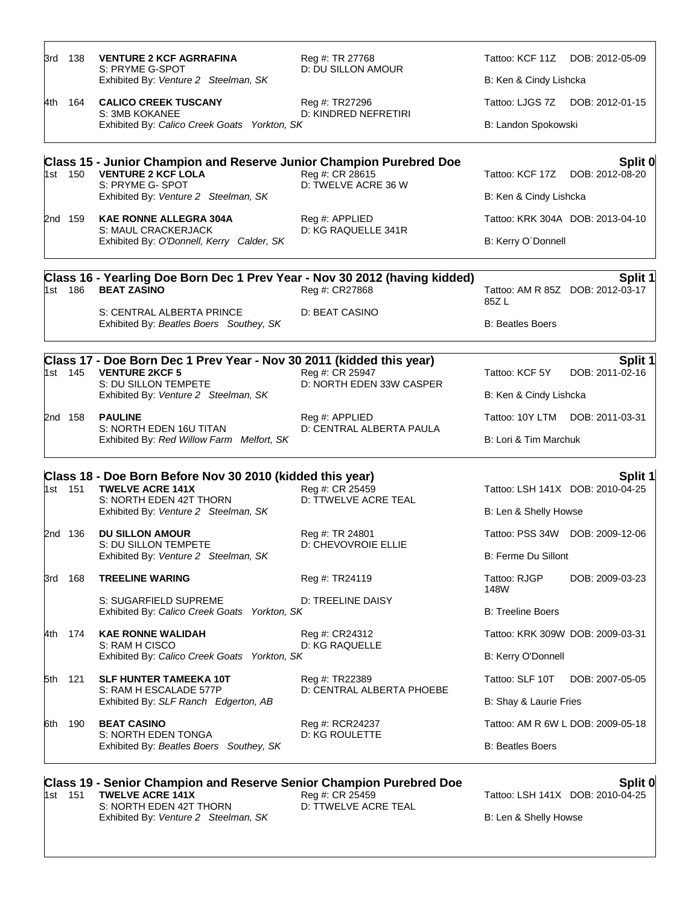3rd 138 **VENTURE 2 KCF AGRRAFINA** Reg #: TR 27768 Tattoo: KCF 11Z DOB: 2012-05-09
S: PRYME G-SPOT D: DU SILLON AMOUR
Exhibited By: *Venture 2 Steelman, SK* B: Ken & Cindy Lishcka

4th 164 **CALICO CREEK TUSCANY** Reg #: TR27296 Tattoo: LJGS 7Z DOB: 2012-01-15
S: 3MB KOKANEE D: KINDRED NEFRETIRI
Exhibited By: *Calico Creek Goats Yorkton, SK* B: Landon Spokowski

## Class 15 - Junior Champion and Reserve Junior Champion Purebred Doe — Split 0

1st 150 **VENTURE 2 KCF LOLA** Reg #: CR 28615 Tattoo: KCF 17Z DOB: 2012-08-20
S: PRYME G- SPOT D: TWELVE ACRE 36 W
Exhibited By: *Venture 2 Steelman, SK* B: Ken & Cindy Lishcka

2nd 159 **KAE RONNE ALLEGRA 304A** Reg #: APPLIED Tattoo: KRK 304A DOB: 2013-04-10
S: MAUL CRACKERJACK D: KG RAQUELLE 341R
Exhibited By: *O'Donnell, Kerry Calder, SK* B: Kerry O´Donnell

## Class 16 - Yearling Doe Born Dec 1 Prev Year - Nov 30 2012 (having kidded) — Split 1

1st 186 **BEAT ZASINO** Reg #: CR27868 Tattoo: AM R 85Z 85Z L DOB: 2012-03-17
S: CENTRAL ALBERTA PRINCE D: BEAT CASINO
Exhibited By: *Beatles Boers Southey, SK* B: Beatles Boers

## Class 17 - Doe Born Dec 1 Prev Year - Nov 30 2011 (kidded this year) — Split 1

1st 145 **VENTURE 2KCF 5** Reg #: CR 25947 Tattoo: KCF 5Y DOB: 2011-02-16
S: DU SILLON TEMPETE D: NORTH EDEN 33W CASPER
Exhibited By: *Venture 2 Steelman, SK* B: Ken & Cindy Lishcka

2nd 158 **PAULINE** Reg #: APPLIED Tattoo: 10Y LTM DOB: 2011-03-31
S: NORTH EDEN 16U TITAN D: CENTRAL ALBERTA PAULA
Exhibited By: *Red Willow Farm Melfort, SK* B: Lori & Tim Marchuk

## Class 18 - Doe Born Before Nov 30 2010 (kidded this year) — Split 1

1st 151 **TWELVE ACRE 141X** Reg #: CR 25459 Tattoo: LSH 141X DOB: 2010-04-25
S: NORTH EDEN 42T THORN D: TTWELVE ACRE TEAL
Exhibited By: *Venture 2 Steelman, SK* B: Len & Shelly Howse

2nd 136 **DU SILLON AMOUR** Reg #: TR 24801 Tattoo: PSS 34W DOB: 2009-12-06
S: DU SILLON TEMPETE D: CHEVOVROIE ELLIE
Exhibited By: *Venture 2 Steelman, SK* B: Ferme Du Sillont

3rd 168 **TREELINE WARING** Reg #: TR24119 Tattoo: RJGP 148W DOB: 2009-03-23
S: SUGARFIELD SUPREME D: TREELINE DAISY
Exhibited By: *Calico Creek Goats Yorkton, SK* B: Treeline Boers

4th 174 **KAE RONNE WALIDAH** Reg #: CR24312 Tattoo: KRK 309W DOB: 2009-03-31
S: RAM H CISCO D: KG RAQUELLE
Exhibited By: *Calico Creek Goats Yorkton, SK* B: Kerry O'Donnell

5th 121 **SLF HUNTER TAMEEKA 10T** Reg #: TR22389 Tattoo: SLF 10T DOB: 2007-05-05
S: RAM H ESCALADE 577P D: CENTRAL ALBERTA PHOEBE
Exhibited By: *SLF Ranch Edgerton, AB* B: Shay & Laurie Fries

6th 190 **BEAT CASINO** Reg #: RCR24237 Tattoo: AM R 6W L DOB: 2009-05-18
S: NORTH EDEN TONGA D: KG ROULETTE
Exhibited By: *Beatles Boers Southey, SK* B: Beatles Boers

## Class 19 - Senior Champion and Reserve Senior Champion Purebred Doe — Split 0

1st 151 **TWELVE ACRE 141X** Reg #: CR 25459 Tattoo: LSH 141X DOB: 2010-04-25
S: NORTH EDEN 42T THORN D: TTWELVE ACRE TEAL
Exhibited By: *Venture 2 Steelman, SK* B: Len & Shelly Howse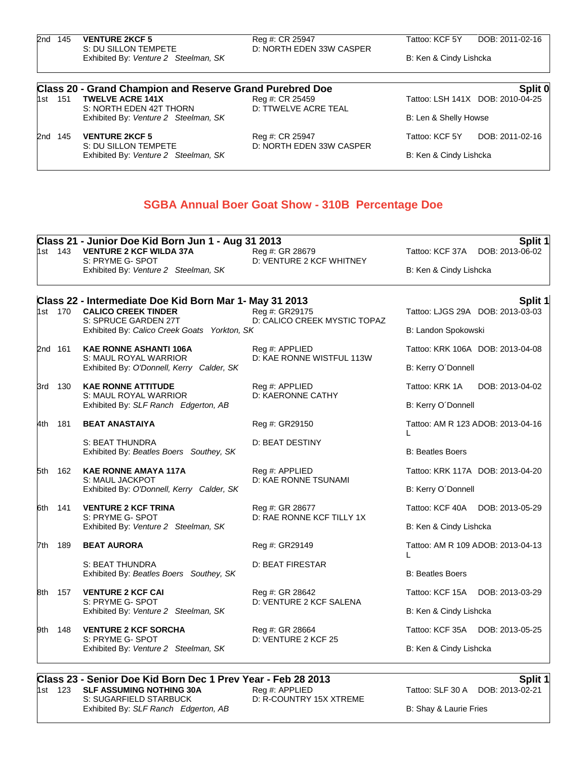| Place | No. | Name | Reg #/Dam | Tattoo/Breeder | DOB |
|---|---|---|---|---|---|
| 2nd | 145 | **VENTURE 2KCF 5**<br>S: DU SILLON TEMPETE<br>Exhibited By: *Venture 2 Steelman, SK* | Reg #: CR 25947<br>D: NORTH EDEN 33W CASPER | Tattoo: KCF 5Y<br>B: Ken & Cindy Lishcka | DOB: 2011-02-16 |

### Class 20 - Grand Champion and Reserve Grand Purebred Doe — Split 0

| Place | No. | Name | Reg #/Dam | Tattoo/Breeder | DOB |
|---|---|---|---|---|---|
| 1st | 151 | **TWELVE ACRE 141X**<br>S: NORTH EDEN 42T THORN<br>Exhibited By: *Venture 2 Steelman, SK* | Reg #: CR 25459<br>D: TTWELVE ACRE TEAL | Tattoo: LSH 141X<br>B: Len & Shelly Howse | DOB: 2010-04-25 |
| 2nd | 145 | **VENTURE 2KCF 5**<br>S: DU SILLON TEMPETE<br>Exhibited By: *Venture 2 Steelman, SK* | Reg #: CR 25947<br>D: NORTH EDEN 33W CASPER | Tattoo: KCF 5Y<br>B: Ken & Cindy Lishcka | DOB: 2011-02-16 |

## SGBA Annual Boer Goat Show - 310B Percentage Doe

### Class 21 - Junior Doe Kid Born Jun 1 - Aug 31 2013 — Split 1

| Place | No. | Name | Reg #/Dam | Tattoo/Breeder | DOB |
|---|---|---|---|---|---|
| 1st | 143 | **VENTURE 2 KCF WILDA 37A**<br>S: PRYME G- SPOT<br>Exhibited By: *Venture 2 Steelman, SK* | Reg #: GR 28679<br>D: VENTURE 2 KCF WHITNEY | Tattoo: KCF 37A<br>B: Ken & Cindy Lishcka | DOB: 2013-06-02 |

### Class 22 - Intermediate Doe Kid Born Mar 1- May 31 2013 — Split 1

| Place | No. | Name | Reg #/Dam | Tattoo/Breeder | DOB |
|---|---|---|---|---|---|
| 1st | 170 | **CALICO CREEK TINDER**<br>S: SPRUCE GARDEN 27T<br>Exhibited By: *Calico Creek Goats Yorkton, SK* | Reg #: GR29175<br>D: CALICO CREEK MYSTIC TOPAZ | Tattoo: LJGS 29A<br>B: Landon Spokowski | DOB: 2013-03-03 |
| 2nd | 161 | **KAE RONNE ASHANTI 106A**<br>S: MAUL ROYAL WARRIOR<br>Exhibited By: *O'Donnell, Kerry Calder, SK* | Reg #: APPLIED<br>D: KAE RONNE WISTFUL 113W | Tattoo: KRK 106A<br>B: Kerry O´Donnell | DOB: 2013-04-08 |
| 3rd | 130 | **KAE RONNE ATTITUDE**<br>S: MAUL ROYAL WARRIOR<br>Exhibited By: *SLF Ranch Edgerton, AB* | Reg #: APPLIED<br>D: KAERONNE CATHY | Tattoo: KRK 1A<br>B: Kerry O´Donnell | DOB: 2013-04-02 |
| 4th | 181 | **BEAT ANASTAIYA**<br>S: BEAT THUNDRA<br>Exhibited By: *Beatles Boers Southey, SK* | Reg #: GR29150<br>D: BEAT DESTINY | Tattoo: AM R 123 AL<br>B: Beatles Boers | DOB: 2013-04-16 |
| 5th | 162 | **KAE RONNE AMAYA 117A**<br>S: MAUL JACKPOT<br>Exhibited By: *O'Donnell, Kerry Calder, SK* | Reg #: APPLIED<br>D: KAE RONNE TSUNAMI | Tattoo: KRK 117A<br>B: Kerry O´Donnell | DOB: 2013-04-20 |
| 6th | 141 | **VENTURE 2 KCF TRINA**<br>S: PRYME G- SPOT<br>Exhibited By: *Venture 2 Steelman, SK* | Reg #: GR 28677<br>D: RAE RONNE KCF TILLY 1X | Tattoo: KCF 40A<br>B: Ken & Cindy Lishcka | DOB: 2013-05-29 |
| 7th | 189 | **BEAT AURORA**<br>S: BEAT THUNDRA<br>Exhibited By: *Beatles Boers Southey, SK* | Reg #: GR29149<br>D: BEAT FIRESTAR | Tattoo: AM R 109 AL<br>B: Beatles Boers | DOB: 2013-04-13 |
| 8th | 157 | **VENTURE 2 KCF CAI**<br>S: PRYME G- SPOT<br>Exhibited By: *Venture 2 Steelman, SK* | Reg #: GR 28642<br>D: VENTURE 2 KCF SALENA | Tattoo: KCF 15A<br>B: Ken & Cindy Lishcka | DOB: 2013-03-29 |
| 9th | 148 | **VENTURE 2 KCF SORCHA**<br>S: PRYME G- SPOT<br>Exhibited By: *Venture 2 Steelman, SK* | Reg #: GR 28664<br>D: VENTURE 2 KCF 25 | Tattoo: KCF 35A<br>B: Ken & Cindy Lishcka | DOB: 2013-05-25 |

### Class 23 - Senior Doe Kid Born Dec 1 Prev Year - Feb 28 2013 — Split 1

| Place | No. | Name | Reg #/Dam | Tattoo/Breeder | DOB |
|---|---|---|---|---|---|
| 1st | 123 | **SLF ASSUMING NOTHING 30A**<br>S: SUGARFIELD STARBUCK<br>Exhibited By: *SLF Ranch Edgerton, AB* | Reg #: APPLIED<br>D: R-COUNTRY 15X XTREME | Tattoo: SLF 30 A<br>B: Shay & Laurie Fries | DOB: 2013-02-21 |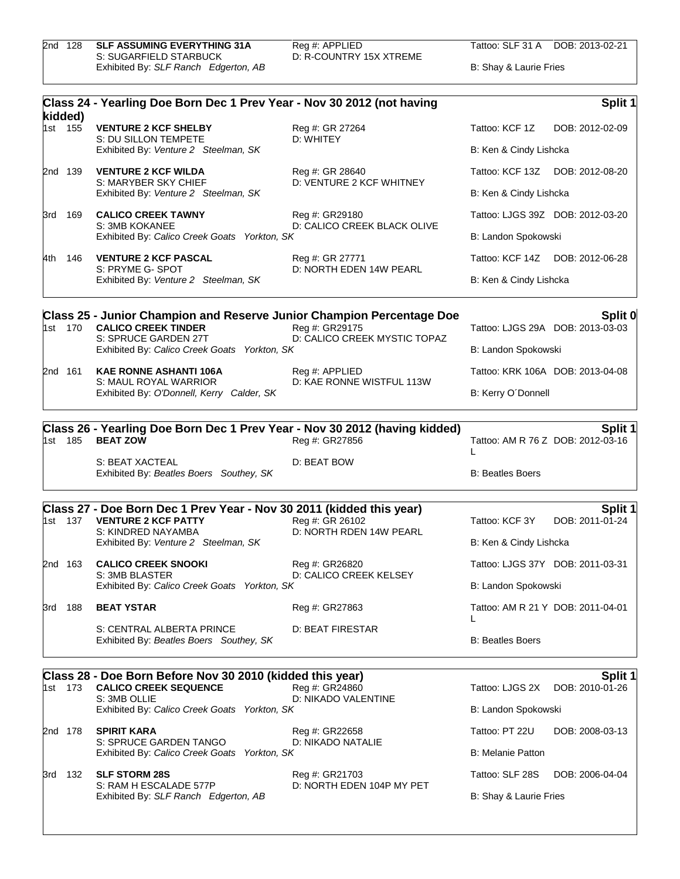2nd 128 **SLF ASSUMING EVERYTHING 31A** Reg #: APPLIED Tattoo: SLF 31 A DOB: 2013-02-21
S: SUGARFIELD STARBUCK D: R-COUNTRY 15X XTREME
Exhibited By: *SLF Ranch Edgerton, AB* B: Shay & Laurie Fries

## Class 24 - Yearling Doe Born Dec 1 Prev Year - Nov 30 2012 (not having kidded) — Split 1

1st 155 **VENTURE 2 KCF SHELBY** Reg #: GR 27264 Tattoo: KCF 1Z DOB: 2012-02-09
S: DU SILLON TEMPETE D: WHITEY
Exhibited By: *Venture 2 Steelman, SK* B: Ken & Cindy Lishcka

2nd 139 **VENTURE 2 KCF WILDA** Reg #: GR 28640 Tattoo: KCF 13Z DOB: 2012-08-20
S: MARYBER SKY CHIEF D: VENTURE 2 KCF WHITNEY
Exhibited By: *Venture 2 Steelman, SK* B: Ken & Cindy Lishcka

3rd 169 **CALICO CREEK TAWNY** Reg #: GR29180 Tattoo: LJGS 39Z DOB: 2012-03-20
S: 3MB KOKANEE D: CALICO CREEK BLACK OLIVE
Exhibited By: *Calico Creek Goats Yorkton, SK* B: Landon Spokowski

4th 146 **VENTURE 2 KCF PASCAL** Reg #: GR 27771 Tattoo: KCF 14Z DOB: 2012-06-28
S: PRYME G- SPOT D: NORTH EDEN 14W PEARL
Exhibited By: *Venture 2 Steelman, SK* B: Ken & Cindy Lishcka

## Class 25 - Junior Champion and Reserve Junior Champion Percentage Doe — Split 0

1st 170 **CALICO CREEK TINDER** Reg #: GR29175 Tattoo: LJGS 29A DOB: 2013-03-03
S: SPRUCE GARDEN 27T D: CALICO CREEK MYSTIC TOPAZ
Exhibited By: *Calico Creek Goats Yorkton, SK* B: Landon Spokowski

2nd 161 **KAE RONNE ASHANTI 106A** Reg #: APPLIED Tattoo: KRK 106A DOB: 2013-04-08
S: MAUL ROYAL WARRIOR D: KAE RONNE WISTFUL 113W
Exhibited By: *O'Donnell, Kerry Calder, SK* B: Kerry O´Donnell

## Class 26 - Yearling Doe Born Dec 1 Prev Year - Nov 30 2012 (having kidded) — Split 1

1st 185 **BEAT ZOW** Reg #: GR27856 Tattoo: AM R 76 Z L DOB: 2012-03-16
S: BEAT XACTEAL D: BEAT BOW
Exhibited By: *Beatles Boers Southey, SK* B: Beatles Boers

## Class 27 - Doe Born Dec 1 Prev Year - Nov 30 2011 (kidded this year) — Split 1

1st 137 **VENTURE 2 KCF PATTY** Reg #: GR 26102 Tattoo: KCF 3Y DOB: 2011-01-24
S: KINDRED NAYAMBA D: NORTH RDEN 14W PEARL
Exhibited By: *Venture 2 Steelman, SK* B: Ken & Cindy Lishcka

2nd 163 **CALICO CREEK SNOOKI** Reg #: GR26820 Tattoo: LJGS 37Y DOB: 2011-03-31
S: 3MB BLASTER D: CALICO CREEK KELSEY
Exhibited By: *Calico Creek Goats Yorkton, SK* B: Landon Spokowski

3rd 188 **BEAT YSTAR** Reg #: GR27863 Tattoo: AM R 21 Y L DOB: 2011-04-01
S: CENTRAL ALBERTA PRINCE D: BEAT FIRESTAR
Exhibited By: *Beatles Boers Southey, SK* B: Beatles Boers

## Class 28 - Doe Born Before Nov 30 2010 (kidded this year) — Split 1

1st 173 **CALICO CREEK SEQUENCE** Reg #: GR24860 Tattoo: LJGS 2X DOB: 2010-01-26
S: 3MB OLLIE D: NIKADO VALENTINE
Exhibited By: *Calico Creek Goats Yorkton, SK* B: Landon Spokowski

2nd 178 **SPIRIT KARA** Reg #: GR22658 Tattoo: PT 22U DOB: 2008-03-13
S: SPRUCE GARDEN TANGO D: NIKADO NATALIE
Exhibited By: *Calico Creek Goats Yorkton, SK* B: Melanie Patton

3rd 132 **SLF STORM 28S** Reg #: GR21703 Tattoo: SLF 28S DOB: 2006-04-04
S: RAM H ESCALADE 577P D: NORTH EDEN 104P MY PET
Exhibited By: *SLF Ranch Edgerton, AB* B: Shay & Laurie Fries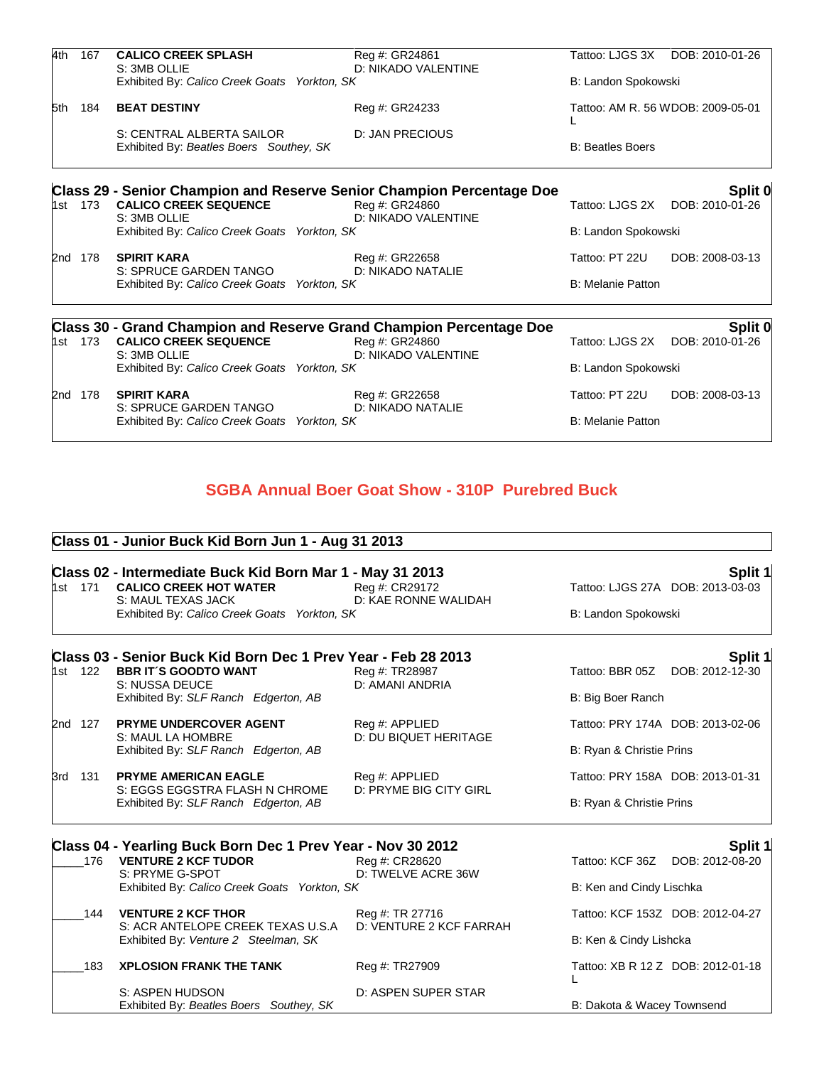| Place | No. | Name | Reg # | Tattoo | DOB |
|---|---|---|---|---|---|
| 4th | 167 | **CALICO CREEK SPLASH** | Reg #: GR24861 | Tattoo: LJGS 3X | DOB: 2010-01-26 |
| | | S: 3MB OLLIE | D: NIKADO VALENTINE | | |
| | | Exhibited By: *Calico Creek Goats Yorkton, SK* | | B: Landon Spokowski | |
| 5th | 184 | **BEAT DESTINY** | Reg #: GR24233 | Tattoo: AM R. 56 WL | DOB: 2009-05-01 |
| | | S: CENTRAL ALBERTA SAILOR | D: JAN PRECIOUS | | |
| | | Exhibited By: *Beatles Boers Southey, SK* | | B: Beatles Boers | |

## Class 29 - Senior Champion and Reserve Senior Champion Percentage Doe

**Split 0**

| Place | No. | Name | Reg # | Tattoo | DOB |
|---|---|---|---|---|---|
| 1st | 173 | **CALICO CREEK SEQUENCE** | Reg #: GR24860 | Tattoo: LJGS 2X | DOB: 2010-01-26 |
| | | S: 3MB OLLIE | D: NIKADO VALENTINE | | |
| | | Exhibited By: *Calico Creek Goats Yorkton, SK* | | B: Landon Spokowski | |
| 2nd | 178 | **SPIRIT KARA** | Reg #: GR22658 | Tattoo: PT 22U | DOB: 2008-03-13 |
| | | S: SPRUCE GARDEN TANGO | D: NIKADO NATALIE | | |
| | | Exhibited By: *Calico Creek Goats Yorkton, SK* | | B: Melanie Patton | |

## Class 30 - Grand Champion and Reserve Grand Champion Percentage Doe

**Split 0**

| Place | No. | Name | Reg # | Tattoo | DOB |
|---|---|---|---|---|---|
| 1st | 173 | **CALICO CREEK SEQUENCE** | Reg #: GR24860 | Tattoo: LJGS 2X | DOB: 2010-01-26 |
| | | S: 3MB OLLIE | D: NIKADO VALENTINE | | |
| | | Exhibited By: *Calico Creek Goats Yorkton, SK* | | B: Landon Spokowski | |
| 2nd | 178 | **SPIRIT KARA** | Reg #: GR22658 | Tattoo: PT 22U | DOB: 2008-03-13 |
| | | S: SPRUCE GARDEN TANGO | D: NIKADO NATALIE | | |
| | | Exhibited By: *Calico Creek Goats Yorkton, SK* | | B: Melanie Patton | |

# SGBA Annual Boer Goat Show - 310P Purebred Buck

## Class 01 - Junior Buck Kid Born Jun 1 - Aug 31 2013

## Class 02 - Intermediate Buck Kid Born Mar 1 - May 31 2013

**Split 1**

| Place | No. | Name | Reg # | Tattoo | DOB |
|---|---|---|---|---|---|
| 1st | 171 | **CALICO CREEK HOT WATER** | Reg #: CR29172 | Tattoo: LJGS 27A | DOB: 2013-03-03 |
| | | S: MAUL TEXAS JACK | D: KAE RONNE WALIDAH | | |
| | | Exhibited By: *Calico Creek Goats Yorkton, SK* | | B: Landon Spokowski | |

## Class 03 - Senior Buck Kid Born Dec 1 Prev Year - Feb 28 2013

**Split 1**

| Place | No. | Name | Reg # | Tattoo | DOB |
|---|---|---|---|---|---|
| 1st | 122 | **BBR IT´S GOODTO WANT** | Reg #: TR28987 | Tattoo: BBR 05Z | DOB: 2012-12-30 |
| | | S: NUSSA DEUCE | D: AMANI ANDRIA | | |
| | | Exhibited By: *SLF Ranch Edgerton, AB* | | B: Big Boer Ranch | |
| 2nd | 127 | **PRYME UNDERCOVER AGENT** | Reg #: APPLIED | Tattoo: PRY 174A | DOB: 2013-02-06 |
| | | S: MAUL LA HOMBRE | D: DU BIQUET HERITAGE | | |
| | | Exhibited By: *SLF Ranch Edgerton, AB* | | B: Ryan & Christie Prins | |
| 3rd | 131 | **PRYME AMERICAN EAGLE** | Reg #: APPLIED | Tattoo: PRY 158A | DOB: 2013-01-31 |
| | | S: EGGS EGGSTRA FLASH N CHROME | D: PRYME BIG CITY GIRL | | |
| | | Exhibited By: *SLF Ranch Edgerton, AB* | | B: Ryan & Christie Prins | |

## Class 04 - Yearling Buck Born Dec 1 Prev Year - Nov 30 2012

**Split 1**

| Place | No. | Name | Reg # | Tattoo | DOB |
|---|---|---|---|---|---|
| _____ | 176 | **VENTURE 2 KCF TUDOR** | Reg #: CR28620 | Tattoo: KCF 36Z | DOB: 2012-08-20 |
| | | S: PRYME G-SPOT | D: TWELVE ACRE 36W | | |
| | | Exhibited By: *Calico Creek Goats Yorkton, SK* | | B: Ken and Cindy Lischka | |
| _____ | 144 | **VENTURE 2 KCF THOR** | Reg #: TR 27716 | Tattoo: KCF 153Z | DOB: 2012-04-27 |
| | | S: ACR ANTELOPE CREEK TEXAS U.S.A | D: VENTURE 2 KCF FARRAH | | |
| | | Exhibited By: *Venture 2 Steelman, SK* | | B: Ken & Cindy Lishcka | |
| _____ | 183 | **XPLOSION FRANK THE TANK** | Reg #: TR27909 | Tattoo: XB R 12 Z L | DOB: 2012-01-18 |
| | | S: ASPEN HUDSON | D: ASPEN SUPER STAR | | |
| | | Exhibited By: *Beatles Boers Southey, SK* | | B: Dakota & Wacey Townsend | |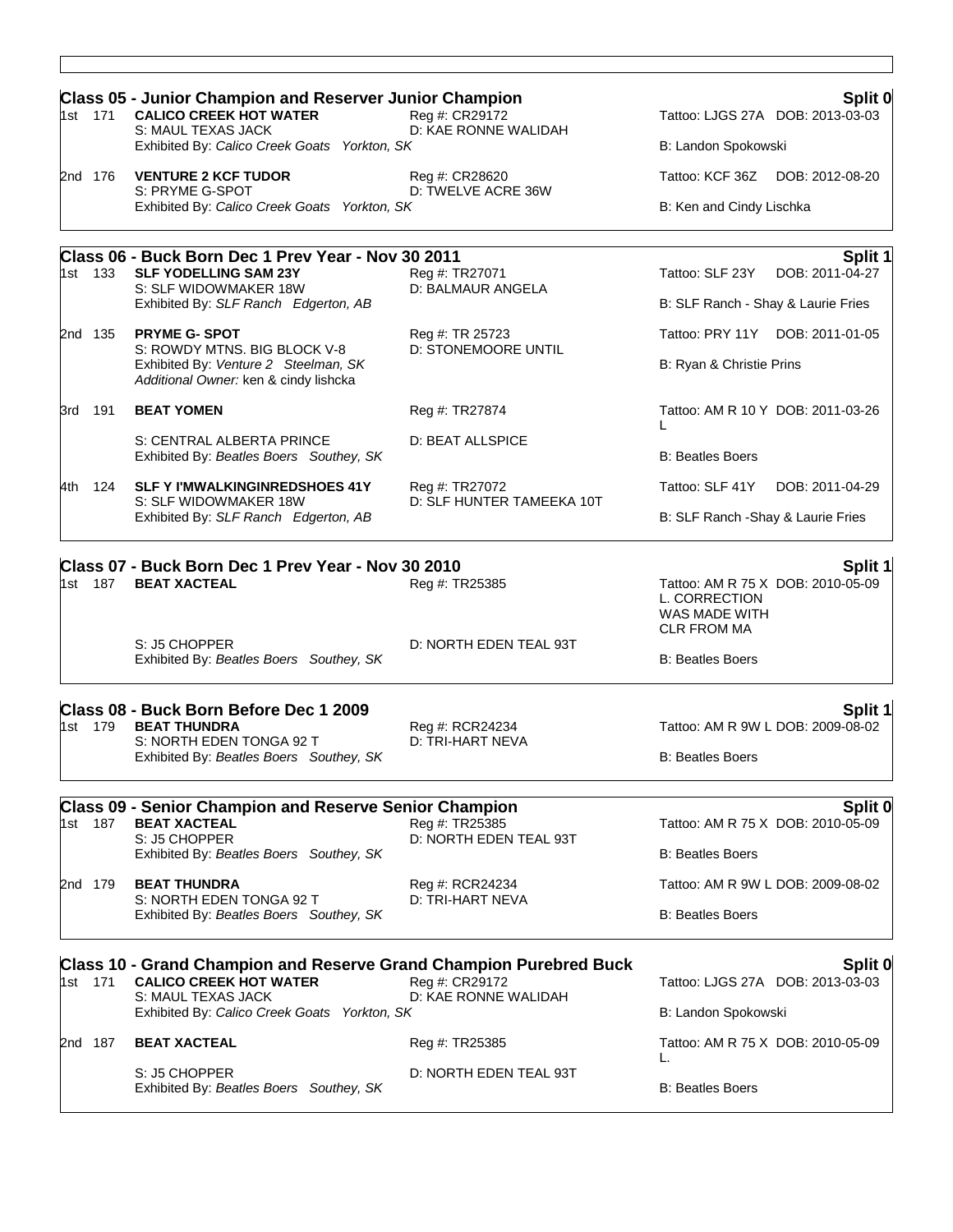## Class 05 - Junior Champion and Reserve Junior Champion

**Split 0**

| Place | # | Name | Reg # | Tattoo / DOB |
|---|---|---|---|---|
| 1st | 171 | **CALICO CREEK HOT WATER**<br>S: MAUL TEXAS JACK<br>Exhibited By: *Calico Creek Goats Yorkton, SK* | Reg #: CR29172<br>D: KAE RONNE WALIDAH | Tattoo: LJGS 27A DOB: 2013-03-03<br>B: Landon Spokowski |
| 2nd | 176 | **VENTURE 2 KCF TUDOR**<br>S: PRYME G-SPOT<br>Exhibited By: *Calico Creek Goats Yorkton, SK* | Reg #: CR28620<br>D: TWELVE ACRE 36W | Tattoo: KCF 36Z DOB: 2012-08-20<br>B: Ken and Cindy Lischka |

## Class 06 - Buck Born Dec 1 Prev Year - Nov 30 2011

**Split 1**

| Place | # | Name | Reg # | Tattoo / DOB |
|---|---|---|---|---|
| 1st | 133 | **SLF YODELLING SAM 23Y**<br>S: SLF WIDOWMAKER 18W<br>Exhibited By: *SLF Ranch Edgerton, AB* | Reg #: TR27071<br>D: BALMAUR ANGELA | Tattoo: SLF 23Y DOB: 2011-04-27<br>B: SLF Ranch - Shay & Laurie Fries |
| 2nd | 135 | **PRYME G- SPOT**<br>S: ROWDY MTNS. BIG BLOCK V-8<br>Exhibited By: *Venture 2 Steelman, SK*<br>*Additional Owner:* ken & cindy lishcka | Reg #: TR 25723<br>D: STONEMOORE UNTIL | Tattoo: PRY 11Y DOB: 2011-01-05<br>B: Ryan & Christie Prins |
| 3rd | 191 | **BEAT YOMEN**<br>S: CENTRAL ALBERTA PRINCE<br>Exhibited By: *Beatles Boers Southey, SK* | Reg #: TR27874<br>D: BEAT ALLSPICE | Tattoo: AM R 10 Y DOB: 2011-03-26 L<br>B: Beatles Boers |
| 4th | 124 | **SLF Y I'MWALKINGINREDSHOES 41Y**<br>S: SLF WIDOWMAKER 18W<br>Exhibited By: *SLF Ranch Edgerton, AB* | Reg #: TR27072<br>D: SLF HUNTER TAMEEKA 10T | Tattoo: SLF 41Y DOB: 2011-04-29<br>B: SLF Ranch -Shay & Laurie Fries |

## Class 07 - Buck Born Dec 1 Prev Year - Nov 30 2010

**Split 1**

| Place | # | Name | Reg # | Tattoo / DOB |
|---|---|---|---|---|
| 1st | 187 | **BEAT XACTEAL**<br>S: J5 CHOPPER<br>Exhibited By: *Beatles Boers Southey, SK* | Reg #: TR25385<br>D: NORTH EDEN TEAL 93T | Tattoo: AM R 75 X DOB: 2010-05-09 L. CORRECTION WAS MADE WITH CLR FROM MA<br>B: Beatles Boers |

## Class 08 - Buck Born Before Dec 1 2009

**Split 1**

| Place | # | Name | Reg # | Tattoo / DOB |
|---|---|---|---|---|
| 1st | 179 | **BEAT THUNDRA**<br>S: NORTH EDEN TONGA 92 T<br>Exhibited By: *Beatles Boers Southey, SK* | Reg #: RCR24234<br>D: TRI-HART NEVA | Tattoo: AM R 9W L DOB: 2009-08-02<br>B: Beatles Boers |

## Class 09 - Senior Champion and Reserve Senior Champion

**Split 0**

| Place | # | Name | Reg # | Tattoo / DOB |
|---|---|---|---|---|
| 1st | 187 | **BEAT XACTEAL**<br>S: J5 CHOPPER<br>Exhibited By: *Beatles Boers Southey, SK* | Reg #: TR25385<br>D: NORTH EDEN TEAL 93T | Tattoo: AM R 75 X DOB: 2010-05-09<br>B: Beatles Boers |
| 2nd | 179 | **BEAT THUNDRA**<br>S: NORTH EDEN TONGA 92 T<br>Exhibited By: *Beatles Boers Southey, SK* | Reg #: RCR24234<br>D: TRI-HART NEVA | Tattoo: AM R 9W L DOB: 2009-08-02<br>B: Beatles Boers |

## Class 10 - Grand Champion and Reserve Grand Champion Purebred Buck

**Split 0**

| Place | # | Name | Reg # | Tattoo / DOB |
|---|---|---|---|---|
| 1st | 171 | **CALICO CREEK HOT WATER**<br>S: MAUL TEXAS JACK<br>Exhibited By: *Calico Creek Goats Yorkton, SK* | Reg #: CR29172<br>D: KAE RONNE WALIDAH | Tattoo: LJGS 27A DOB: 2013-03-03<br>B: Landon Spokowski |
| 2nd | 187 | **BEAT XACTEAL**<br>S: J5 CHOPPER<br>Exhibited By: *Beatles Boers Southey, SK* | Reg #: TR25385<br>D: NORTH EDEN TEAL 93T | Tattoo: AM R 75 X DOB: 2010-05-09 L.<br>B: Beatles Boers |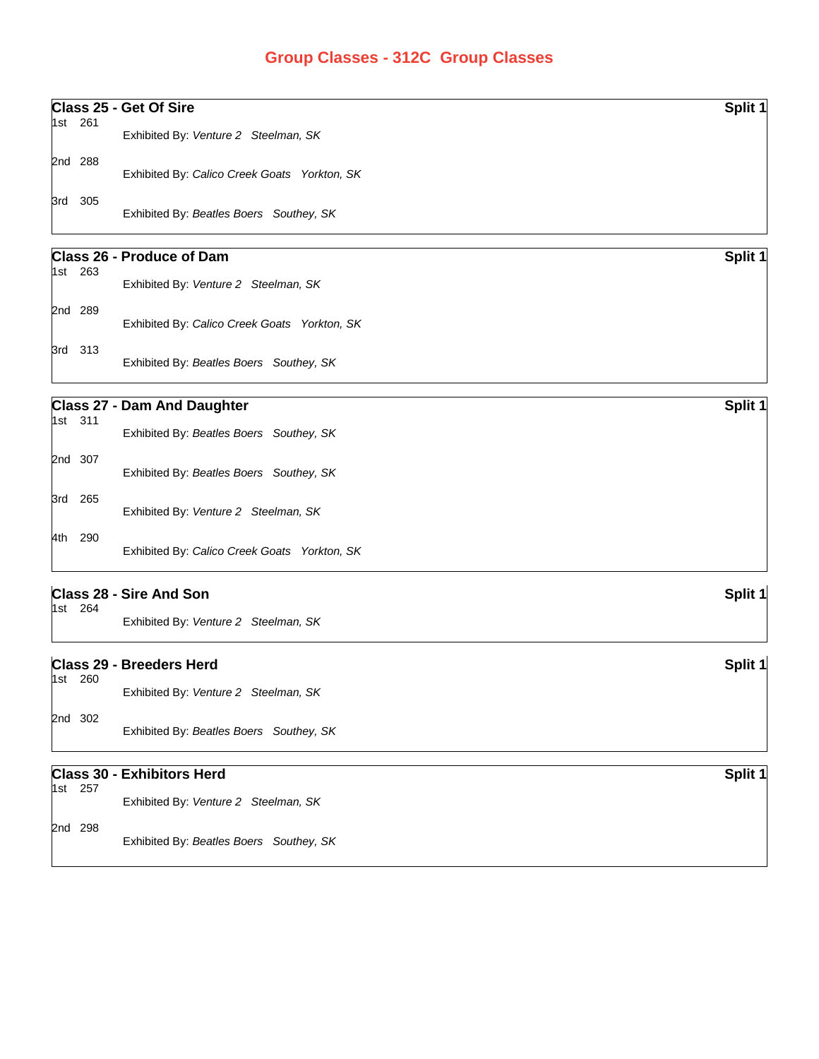# Group Classes - 312C Group Classes

## Class 25 - Get Of Sire — Split 1

1st 261
Exhibited By: *Venture 2 Steelman, SK*

2nd 288
Exhibited By: *Calico Creek Goats Yorkton, SK*

3rd 305
Exhibited By: *Beatles Boers Southey, SK*

## Class 26 - Produce of Dam — Split 1

1st 263
Exhibited By: *Venture 2 Steelman, SK*

2nd 289
Exhibited By: *Calico Creek Goats Yorkton, SK*

3rd 313
Exhibited By: *Beatles Boers Southey, SK*

## Class 27 - Dam And Daughter — Split 1

1st 311
Exhibited By: *Beatles Boers Southey, SK*

2nd 307
Exhibited By: *Beatles Boers Southey, SK*

3rd 265
Exhibited By: *Venture 2 Steelman, SK*

4th 290
Exhibited By: *Calico Creek Goats Yorkton, SK*

## Class 28 - Sire And Son — Split 1

1st 264
Exhibited By: *Venture 2 Steelman, SK*

## Class 29 - Breeders Herd — Split 1

1st 260
Exhibited By: *Venture 2 Steelman, SK*

2nd 302
Exhibited By: *Beatles Boers Southey, SK*

## Class 30 - Exhibitors Herd — Split 1

1st 257
Exhibited By: *Venture 2 Steelman, SK*

2nd 298
Exhibited By: *Beatles Boers Southey, SK*